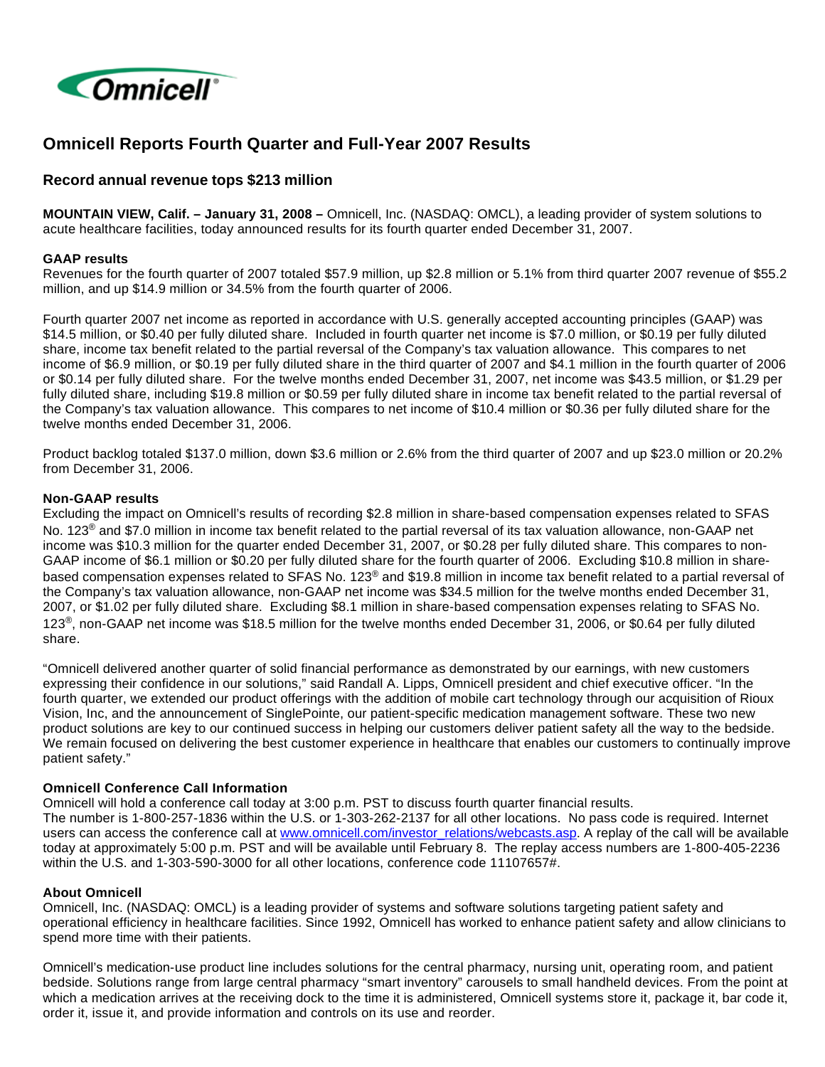# Omnicell Reports Fourth Quarter and Full-Year 2007 Results

## Record annual revenue tops $213 million

**MOUNTAIN VIEW, Calif. – January 31, 2008 –** Omnicell, Inc. (NASDAQ: OMCL), a leading provider of system solutions to acute healthcare facilities, today announced results for its fourth quarter ended December 31, 2007.

**GAAP results**

Revenues for the fourth quarter of 2007 totaled $57.9 million, up $2.8 million or 5.1% from third quarter 2007 revenue of $55.2 million, and up $14.9 million or 34.5% from the fourth quarter of 2006.

Fourth quarter 2007 net income as reported in accordance with U.S. generally accepted accounting principles (GAAP) was $14.5 million, or $0.40 per fully diluted share. Included in fourth quarter net income is $7.0 million, or $0.19 per fully diluted share, income tax benefit related to the partial reversal of the Company's tax valuation allowance. This compares to net income of $6.9 million, or $0.19 per fully diluted share in the third quarter of 2007 and $4.1 million in the fourth quarter of 2006 or $0.14 per fully diluted share. For the twelve months ended December 31, 2007, net income was $43.5 million, or $1.29 per fully diluted share, including $19.8 million or $0.59 per fully diluted share in income tax benefit related to the partial reversal of the Company's tax valuation allowance. This compares to net income of $10.4 million or $0.36 per fully diluted share for the twelve months ended December 31, 2006.

Product backlog totaled $137.0 million, down $3.6 million or 2.6% from the third quarter of 2007 and up $23.0 million or 20.2% from December 31, 2006.

**Non-GAAP results**

Excluding the impact on Omnicell's results of recording $2.8 million in share-based compensation expenses related to SFAS No. 123® and $7.0 million in income tax benefit related to the partial reversal of its tax valuation allowance, non-GAAP net income was $10.3 million for the quarter ended December 31, 2007, or $0.28 per fully diluted share. This compares to non-GAAP income of $6.1 million or $0.20 per fully diluted share for the fourth quarter of 2006. Excluding $10.8 million in share-based compensation expenses related to SFAS No. 123® and $19.8 million in income tax benefit related to a partial reversal of the Company's tax valuation allowance, non-GAAP net income was $34.5 million for the twelve months ended December 31, 2007, or $1.02 per fully diluted share. Excluding $8.1 million in share-based compensation expenses relating to SFAS No. 123®, non-GAAP net income was $18.5 million for the twelve months ended December 31, 2006, or $0.64 per fully diluted share.

"Omnicell delivered another quarter of solid financial performance as demonstrated by our earnings, with new customers expressing their confidence in our solutions," said Randall A. Lipps, Omnicell president and chief executive officer. "In the fourth quarter, we extended our product offerings with the addition of mobile cart technology through our acquisition of Rioux Vision, Inc, and the announcement of SinglePointe, our patient-specific medication management software. These two new product solutions are key to our continued success in helping our customers deliver patient safety all the way to the bedside. We remain focused on delivering the best customer experience in healthcare that enables our customers to continually improve patient safety."

**Omnicell Conference Call Information**

Omnicell will hold a conference call today at 3:00 p.m. PST to discuss fourth quarter financial results.
The number is 1-800-257-1836 within the U.S. or 1-303-262-2137 for all other locations. No pass code is required. Internet users can access the conference call at www.omnicell.com/investor_relations/webcasts.asp. A replay of the call will be available today at approximately 5:00 p.m. PST and will be available until February 8. The replay access numbers are 1-800-405-2236 within the U.S. and 1-303-590-3000 for all other locations, conference code 11107657#.

**About Omnicell**

Omnicell, Inc. (NASDAQ: OMCL) is a leading provider of systems and software solutions targeting patient safety and operational efficiency in healthcare facilities. Since 1992, Omnicell has worked to enhance patient safety and allow clinicians to spend more time with their patients.

Omnicell's medication-use product line includes solutions for the central pharmacy, nursing unit, operating room, and patient bedside. Solutions range from large central pharmacy "smart inventory" carousels to small handheld devices. From the point at which a medication arrives at the receiving dock to the time it is administered, Omnicell systems store it, package it, bar code it, order it, issue it, and provide information and controls on its use and reorder.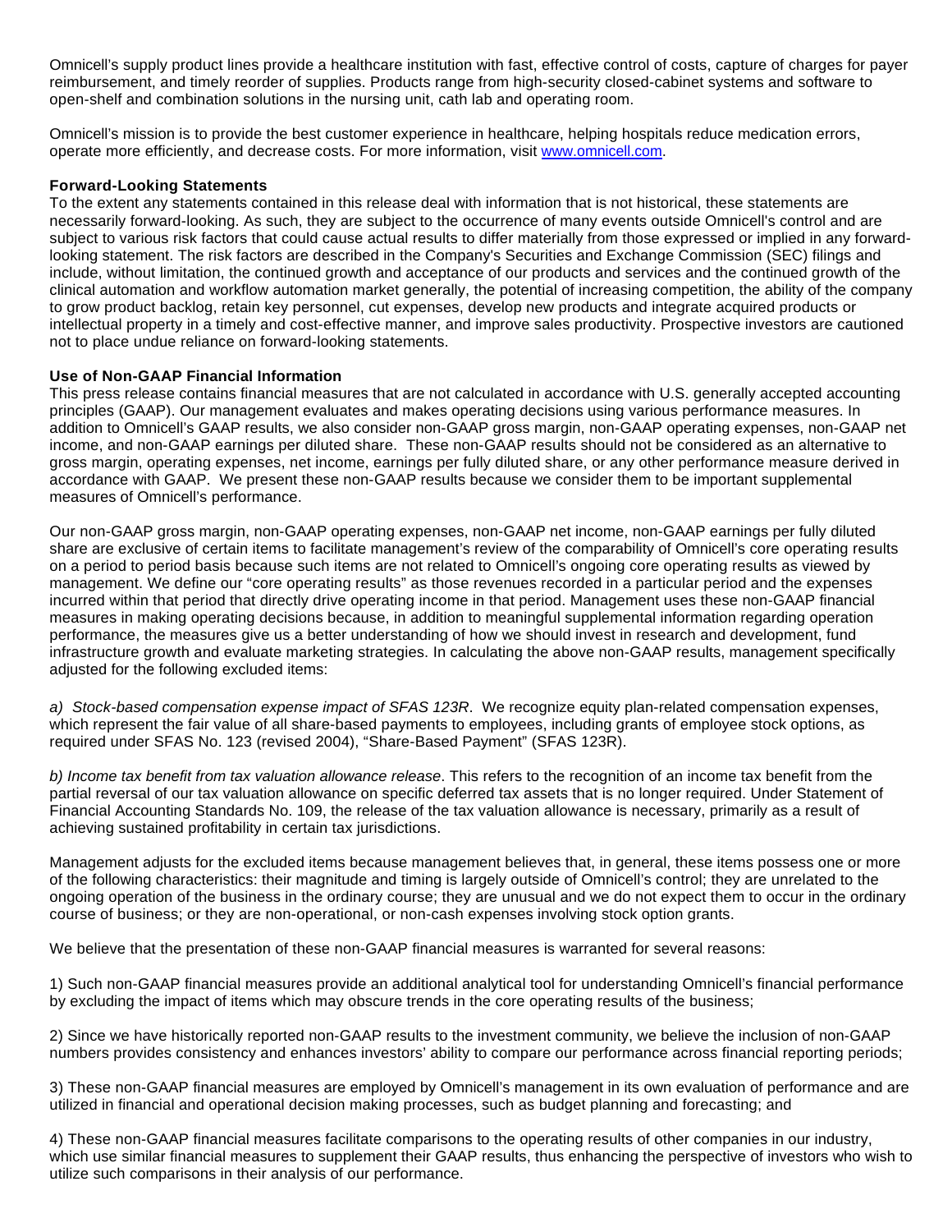Omnicell's supply product lines provide a healthcare institution with fast, effective control of costs, capture of charges for payer reimbursement, and timely reorder of supplies. Products range from high-security closed-cabinet systems and software to open-shelf and combination solutions in the nursing unit, cath lab and operating room.

Omnicell's mission is to provide the best customer experience in healthcare, helping hospitals reduce medication errors, operate more efficiently, and decrease costs. For more information, visit www.omnicell.com.

**Forward-Looking Statements**

To the extent any statements contained in this release deal with information that is not historical, these statements are necessarily forward-looking. As such, they are subject to the occurrence of many events outside Omnicell's control and are subject to various risk factors that could cause actual results to differ materially from those expressed or implied in any forward-looking statement. The risk factors are described in the Company's Securities and Exchange Commission (SEC) filings and include, without limitation, the continued growth and acceptance of our products and services and the continued growth of the clinical automation and workflow automation market generally, the potential of increasing competition, the ability of the company to grow product backlog, retain key personnel, cut expenses, develop new products and integrate acquired products or intellectual property in a timely and cost-effective manner, and improve sales productivity. Prospective investors are cautioned not to place undue reliance on forward-looking statements.

**Use of Non-GAAP Financial Information**

This press release contains financial measures that are not calculated in accordance with U.S. generally accepted accounting principles (GAAP). Our management evaluates and makes operating decisions using various performance measures. In addition to Omnicell's GAAP results, we also consider non-GAAP gross margin, non-GAAP operating expenses, non-GAAP net income, and non-GAAP earnings per diluted share. These non-GAAP results should not be considered as an alternative to gross margin, operating expenses, net income, earnings per fully diluted share, or any other performance measure derived in accordance with GAAP. We present these non-GAAP results because we consider them to be important supplemental measures of Omnicell's performance.

Our non-GAAP gross margin, non-GAAP operating expenses, non-GAAP net income, non-GAAP earnings per fully diluted share are exclusive of certain items to facilitate management's review of the comparability of Omnicell's core operating results on a period to period basis because such items are not related to Omnicell's ongoing core operating results as viewed by management. We define our "core operating results" as those revenues recorded in a particular period and the expenses incurred within that period that directly drive operating income in that period. Management uses these non-GAAP financial measures in making operating decisions because, in addition to meaningful supplemental information regarding operation performance, the measures give us a better understanding of how we should invest in research and development, fund infrastructure growth and evaluate marketing strategies. In calculating the above non-GAAP results, management specifically adjusted for the following excluded items:

*a) Stock-based compensation expense impact of SFAS 123R*. We recognize equity plan-related compensation expenses, which represent the fair value of all share-based payments to employees, including grants of employee stock options, as required under SFAS No. 123 (revised 2004), "Share-Based Payment" (SFAS 123R).

*b) Income tax benefit from tax valuation allowance release*. This refers to the recognition of an income tax benefit from the partial reversal of our tax valuation allowance on specific deferred tax assets that is no longer required. Under Statement of Financial Accounting Standards No. 109, the release of the tax valuation allowance is necessary, primarily as a result of achieving sustained profitability in certain tax jurisdictions.

Management adjusts for the excluded items because management believes that, in general, these items possess one or more of the following characteristics: their magnitude and timing is largely outside of Omnicell's control; they are unrelated to the ongoing operation of the business in the ordinary course; they are unusual and we do not expect them to occur in the ordinary course of business; or they are non-operational, or non-cash expenses involving stock option grants.

We believe that the presentation of these non-GAAP financial measures is warranted for several reasons:

1) Such non-GAAP financial measures provide an additional analytical tool for understanding Omnicell's financial performance by excluding the impact of items which may obscure trends in the core operating results of the business;

2) Since we have historically reported non-GAAP results to the investment community, we believe the inclusion of non-GAAP numbers provides consistency and enhances investors' ability to compare our performance across financial reporting periods;

3) These non-GAAP financial measures are employed by Omnicell's management in its own evaluation of performance and are utilized in financial and operational decision making processes, such as budget planning and forecasting; and

4) These non-GAAP financial measures facilitate comparisons to the operating results of other companies in our industry, which use similar financial measures to supplement their GAAP results, thus enhancing the perspective of investors who wish to utilize such comparisons in their analysis of our performance.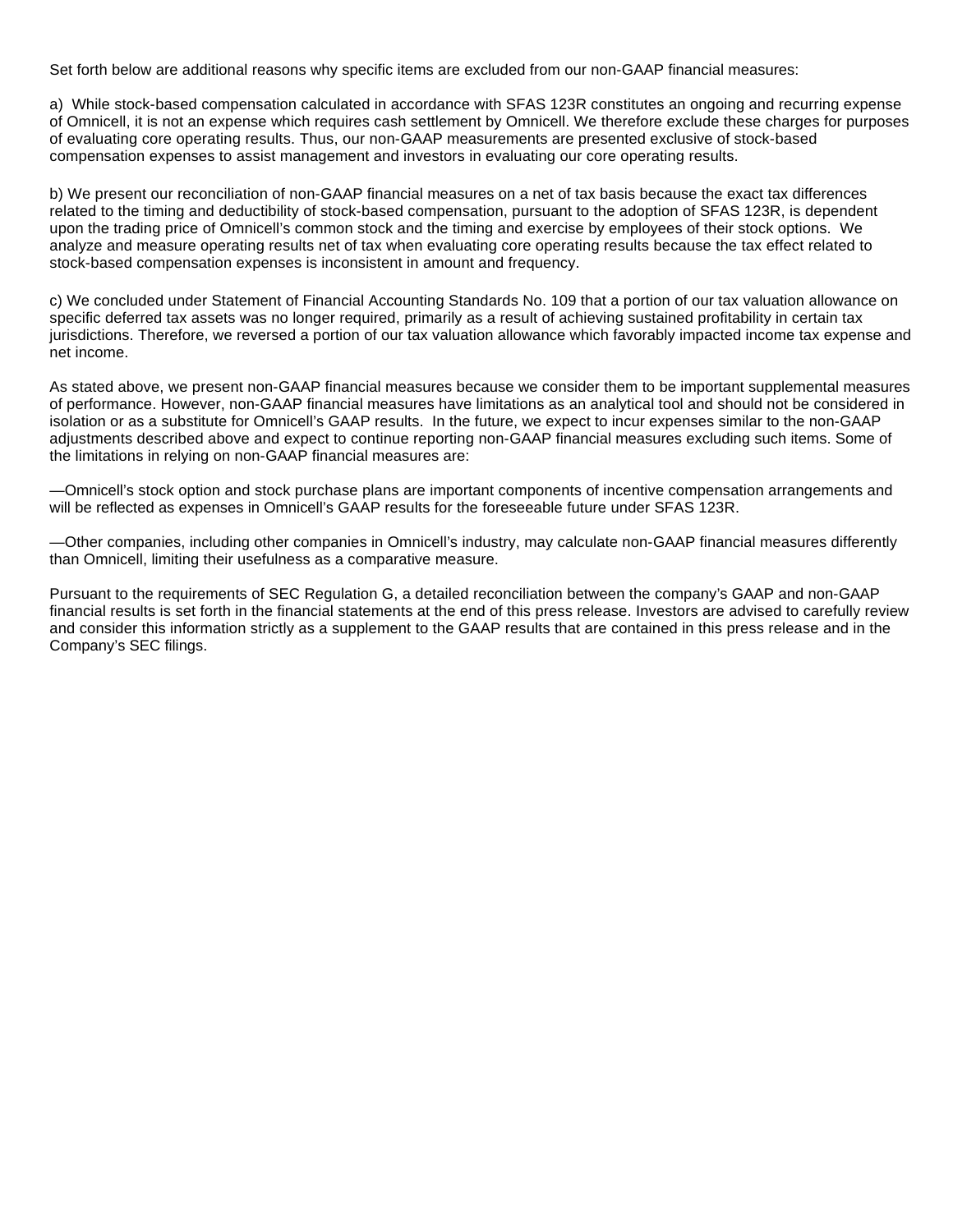Set forth below are additional reasons why specific items are excluded from our non-GAAP financial measures:

a) While stock-based compensation calculated in accordance with SFAS 123R constitutes an ongoing and recurring expense of Omnicell, it is not an expense which requires cash settlement by Omnicell. We therefore exclude these charges for purposes of evaluating core operating results. Thus, our non-GAAP measurements are presented exclusive of stock-based compensation expenses to assist management and investors in evaluating our core operating results.

b) We present our reconciliation of non-GAAP financial measures on a net of tax basis because the exact tax differences related to the timing and deductibility of stock-based compensation, pursuant to the adoption of SFAS 123R, is dependent upon the trading price of Omnicell's common stock and the timing and exercise by employees of their stock options. We analyze and measure operating results net of tax when evaluating core operating results because the tax effect related to stock-based compensation expenses is inconsistent in amount and frequency.

c) We concluded under Statement of Financial Accounting Standards No. 109 that a portion of our tax valuation allowance on specific deferred tax assets was no longer required, primarily as a result of achieving sustained profitability in certain tax jurisdictions. Therefore, we reversed a portion of our tax valuation allowance which favorably impacted income tax expense and net income.

As stated above, we present non-GAAP financial measures because we consider them to be important supplemental measures of performance. However, non-GAAP financial measures have limitations as an analytical tool and should not be considered in isolation or as a substitute for Omnicell's GAAP results. In the future, we expect to incur expenses similar to the non-GAAP adjustments described above and expect to continue reporting non-GAAP financial measures excluding such items. Some of the limitations in relying on non-GAAP financial measures are:

—Omnicell's stock option and stock purchase plans are important components of incentive compensation arrangements and will be reflected as expenses in Omnicell's GAAP results for the foreseeable future under SFAS 123R.

—Other companies, including other companies in Omnicell's industry, may calculate non-GAAP financial measures differently than Omnicell, limiting their usefulness as a comparative measure.

Pursuant to the requirements of SEC Regulation G, a detailed reconciliation between the company's GAAP and non-GAAP financial results is set forth in the financial statements at the end of this press release. Investors are advised to carefully review and consider this information strictly as a supplement to the GAAP results that are contained in this press release and in the Company's SEC filings.